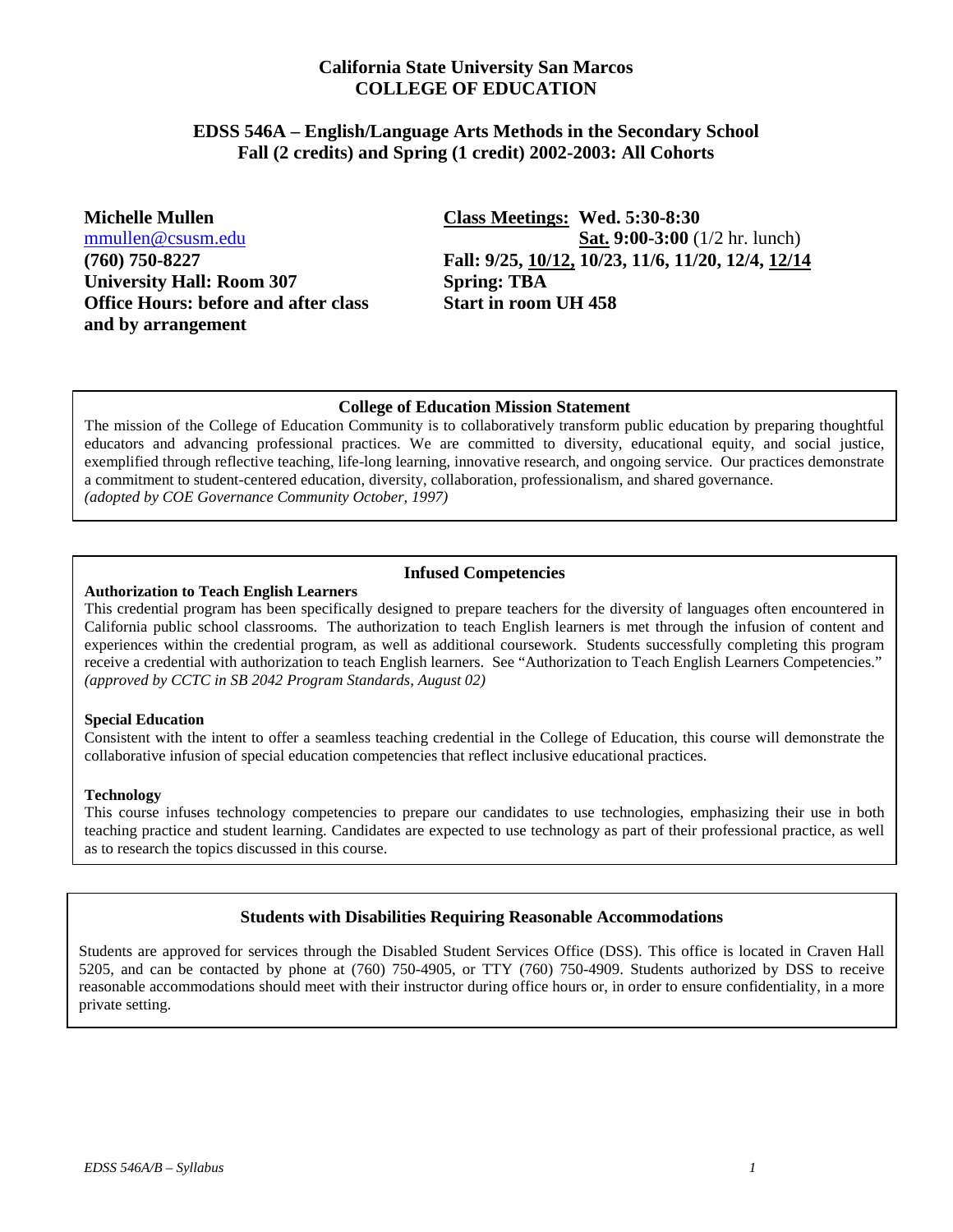# California State University San Marcos
# COLLEGE OF EDUCATION

## EDSS 546A – English/Language Arts Methods in the Secondary School
## Fall (2 credits) and Spring (1 credit) 2002-2003: All Cohorts

**Michelle Mullen**
mmullen@csusm.edu
**(760) 750-8227**
**University Hall: Room 307**
**Office Hours: before and after class and by arrangement**

**Class Meetings: Wed. 5:30-8:30**
**Sat. 9:00-3:00** (1/2 hr. lunch)
**Fall: 9/25, 10/12, 10/23, 11/6, 11/20, 12/4, 12/14**
**Spring: TBA**
**Start in room UH 458**

### College of Education Mission Statement

The mission of the College of Education Community is to collaboratively transform public education by preparing thoughtful educators and advancing professional practices. We are committed to diversity, educational equity, and social justice, exemplified through reflective teaching, life-long learning, innovative research, and ongoing service. Our practices demonstrate a commitment to student-centered education, diversity, collaboration, professionalism, and shared governance.
*(adopted by COE Governance Community October, 1997)*

### Infused Competencies

**Authorization to Teach English Learners**

This credential program has been specifically designed to prepare teachers for the diversity of languages often encountered in California public school classrooms. The authorization to teach English learners is met through the infusion of content and experiences within the credential program, as well as additional coursework. Students successfully completing this program receive a credential with authorization to teach English learners. See "Authorization to Teach English Learners Competencies."
*(approved by CCTC in SB 2042 Program Standards, August 02)*

**Special Education**

Consistent with the intent to offer a seamless teaching credential in the College of Education, this course will demonstrate the collaborative infusion of special education competencies that reflect inclusive educational practices.

**Technology**

This course infuses technology competencies to prepare our candidates to use technologies, emphasizing their use in both teaching practice and student learning. Candidates are expected to use technology as part of their professional practice, as well as to research the topics discussed in this course.

### Students with Disabilities Requiring Reasonable Accommodations

Students are approved for services through the Disabled Student Services Office (DSS). This office is located in Craven Hall 5205, and can be contacted by phone at (760) 750-4905, or TTY (760) 750-4909. Students authorized by DSS to receive reasonable accommodations should meet with their instructor during office hours or, in order to ensure confidentiality, in a more private setting.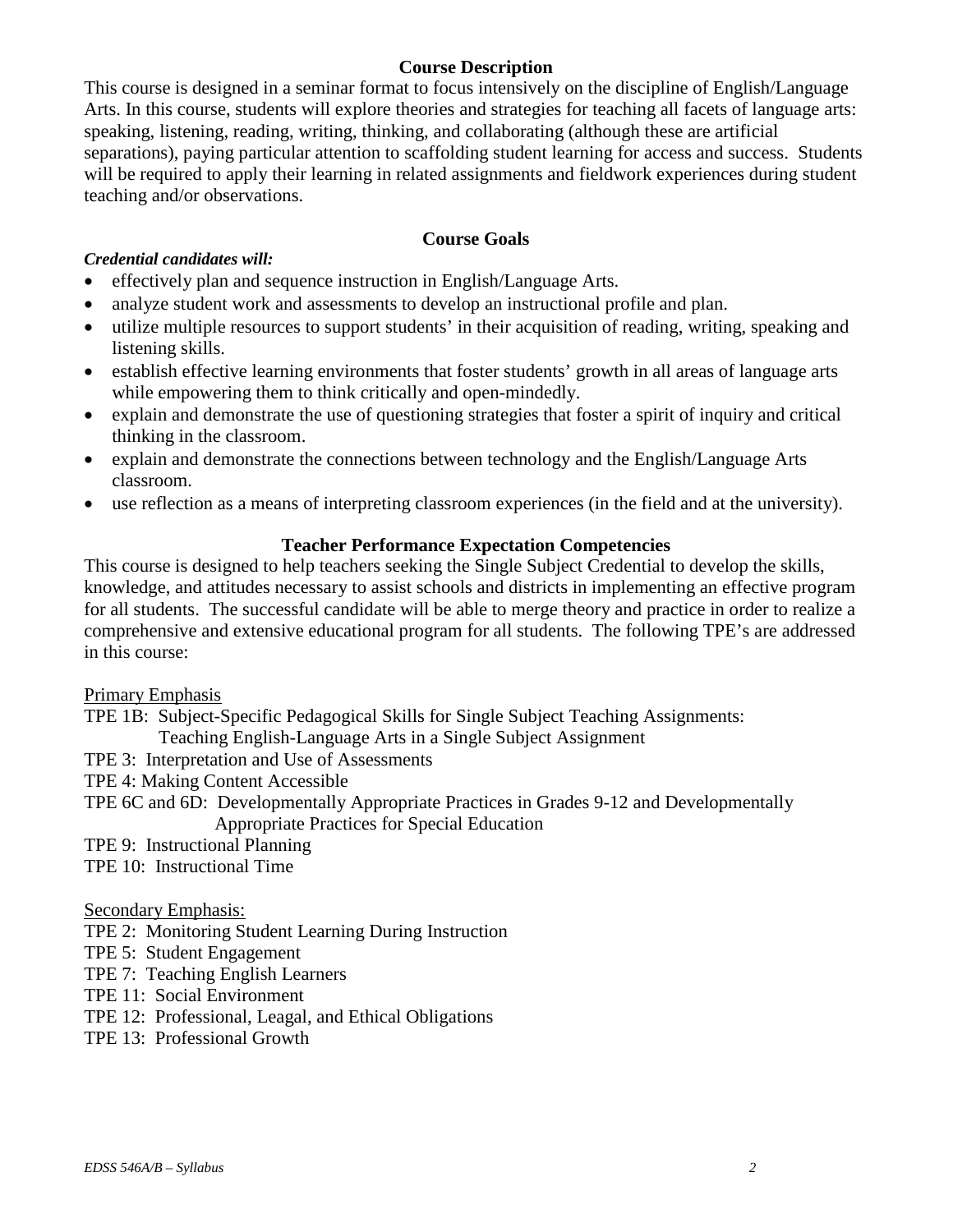## Course Description

This course is designed in a seminar format to focus intensively on the discipline of English/Language Arts. In this course, students will explore theories and strategies for teaching all facets of language arts: speaking, listening, reading, writing, thinking, and collaborating (although these are artificial separations), paying particular attention to scaffolding student learning for access and success. Students will be required to apply their learning in related assignments and fieldwork experiences during student teaching and/or observations.

## Course Goals

***Credential candidates will:***

- effectively plan and sequence instruction in English/Language Arts.
- analyze student work and assessments to develop an instructional profile and plan.
- utilize multiple resources to support students' in their acquisition of reading, writing, speaking and listening skills.
- establish effective learning environments that foster students' growth in all areas of language arts while empowering them to think critically and open-mindedly.
- explain and demonstrate the use of questioning strategies that foster a spirit of inquiry and critical thinking in the classroom.
- explain and demonstrate the connections between technology and the English/Language Arts classroom.
- use reflection as a means of interpreting classroom experiences (in the field and at the university).

## Teacher Performance Expectation Competencies

This course is designed to help teachers seeking the Single Subject Credential to develop the skills, knowledge, and attitudes necessary to assist schools and districts in implementing an effective program for all students. The successful candidate will be able to merge theory and practice in order to realize a comprehensive and extensive educational program for all students. The following TPE's are addressed in this course:

Primary Emphasis

TPE 1B: Subject-Specific Pedagogical Skills for Single Subject Teaching Assignments: Teaching English-Language Arts in a Single Subject Assignment
TPE 3: Interpretation and Use of Assessments
TPE 4: Making Content Accessible
TPE 6C and 6D: Developmentally Appropriate Practices in Grades 9-12 and Developmentally Appropriate Practices for Special Education
TPE 9: Instructional Planning
TPE 10: Instructional Time

Secondary Emphasis:

TPE 2: Monitoring Student Learning During Instruction
TPE 5: Student Engagement
TPE 7: Teaching English Learners
TPE 11: Social Environment
TPE 12: Professional, Leagal, and Ethical Obligations
TPE 13: Professional Growth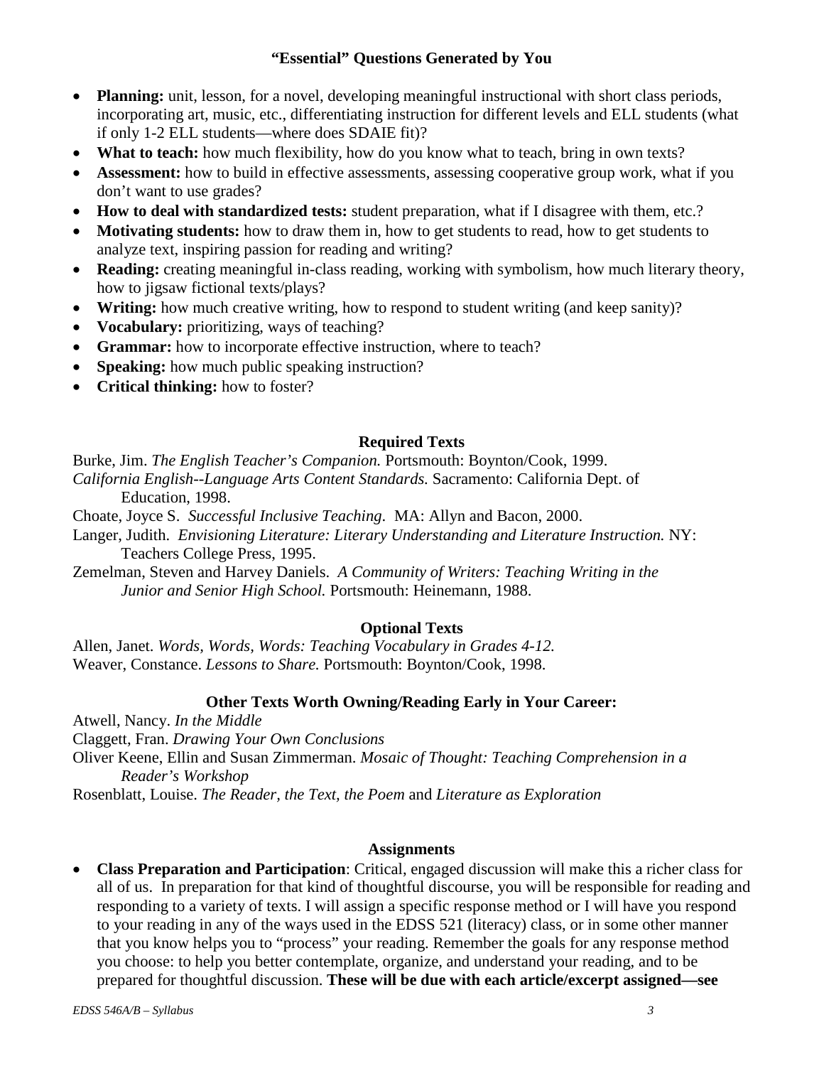### "Essential" Questions Generated by You

- **Planning:** unit, lesson, for a novel, developing meaningful instructional with short class periods, incorporating art, music, etc., differentiating instruction for different levels and ELL students (what if only 1-2 ELL students—where does SDAIE fit)?
- **What to teach:** how much flexibility, how do you know what to teach, bring in own texts?
- **Assessment:** how to build in effective assessments, assessing cooperative group work, what if you don't want to use grades?
- **How to deal with standardized tests:** student preparation, what if I disagree with them, etc.?
- **Motivating students:** how to draw them in, how to get students to read, how to get students to analyze text, inspiring passion for reading and writing?
- **Reading:** creating meaningful in-class reading, working with symbolism, how much literary theory, how to jigsaw fictional texts/plays?
- **Writing:** how much creative writing, how to respond to student writing (and keep sanity)?
- **Vocabulary:** prioritizing, ways of teaching?
- **Grammar:** how to incorporate effective instruction, where to teach?
- **Speaking:** how much public speaking instruction?
- **Critical thinking:** how to foster?

### Required Texts

Burke, Jim. *The English Teacher's Companion.* Portsmouth: Boynton/Cook, 1999.

*California English--Language Arts Content Standards.* Sacramento: California Dept. of Education, 1998.

Choate, Joyce S. *Successful Inclusive Teaching.* MA: Allyn and Bacon, 2000.

Langer, Judith. *Envisioning Literature: Literary Understanding and Literature Instruction.* NY: Teachers College Press, 1995.

Zemelman, Steven and Harvey Daniels. *A Community of Writers: Teaching Writing in the Junior and Senior High School.* Portsmouth: Heinemann, 1988.

### Optional Texts

Allen, Janet. *Words, Words, Words: Teaching Vocabulary in Grades 4-12.*

Weaver, Constance. *Lessons to Share.* Portsmouth: Boynton/Cook, 1998.

### Other Texts Worth Owning/Reading Early in Your Career:

Atwell, Nancy. *In the Middle*

Claggett, Fran. *Drawing Your Own Conclusions*

Oliver Keene, Ellin and Susan Zimmerman. *Mosaic of Thought: Teaching Comprehension in a Reader's Workshop*

Rosenblatt, Louise. *The Reader, the Text, the Poem* and *Literature as Exploration*

### Assignments

- **Class Preparation and Participation**: Critical, engaged discussion will make this a richer class for all of us. In preparation for that kind of thoughtful discourse, you will be responsible for reading and responding to a variety of texts. I will assign a specific response method or I will have you respond to your reading in any of the ways used in the EDSS 521 (literacy) class, or in some other manner that you know helps you to "process" your reading. Remember the goals for any response method you choose: to help you better contemplate, organize, and understand your reading, and to be prepared for thoughtful discussion. **These will be due with each article/excerpt assigned—see**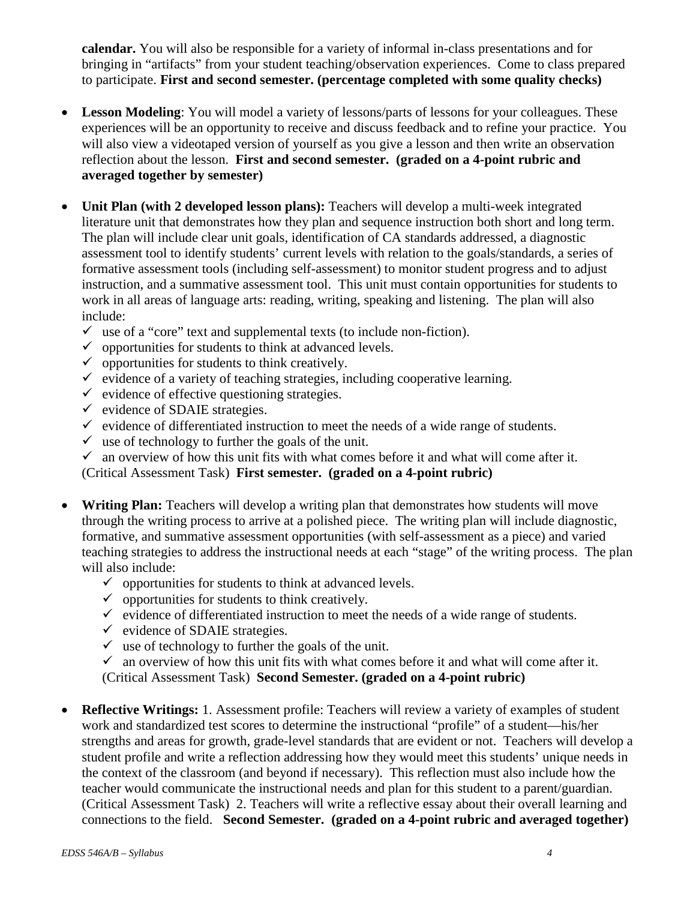**calendar.** You will also be responsible for a variety of informal in-class presentations and for bringing in "artifacts" from your student teaching/observation experiences. Come to class prepared to participate. **First and second semester. (percentage completed with some quality checks)**

- **Lesson Modeling**: You will model a variety of lessons/parts of lessons for your colleagues. These experiences will be an opportunity to receive and discuss feedback and to refine your practice. You will also view a videotaped version of yourself as you give a lesson and then write an observation reflection about the lesson. **First and second semester. (graded on a 4-point rubric and averaged together by semester)**

- **Unit Plan (with 2 developed lesson plans):** Teachers will develop a multi-week integrated literature unit that demonstrates how they plan and sequence instruction both short and long term. The plan will include clear unit goals, identification of CA standards addressed, a diagnostic assessment tool to identify students' current levels with relation to the goals/standards, a series of formative assessment tools (including self-assessment) to monitor student progress and to adjust instruction, and a summative assessment tool. This unit must contain opportunities for students to work in all areas of language arts: reading, writing, speaking and listening. The plan will also include:
  - ✓ use of a "core" text and supplemental texts (to include non-fiction).
  - ✓ opportunities for students to think at advanced levels.
  - ✓ opportunities for students to think creatively.
  - ✓ evidence of a variety of teaching strategies, including cooperative learning.
  - ✓ evidence of effective questioning strategies.
  - ✓ evidence of SDAIE strategies.
  - ✓ evidence of differentiated instruction to meet the needs of a wide range of students.
  - ✓ use of technology to further the goals of the unit.
  - ✓ an overview of how this unit fits with what comes before it and what will come after it.

  (Critical Assessment Task) **First semester. (graded on a 4-point rubric)**

- **Writing Plan:** Teachers will develop a writing plan that demonstrates how students will move through the writing process to arrive at a polished piece. The writing plan will include diagnostic, formative, and summative assessment opportunities (with self-assessment as a piece) and varied teaching strategies to address the instructional needs at each "stage" of the writing process. The plan will also include:
  - ✓ opportunities for students to think at advanced levels.
  - ✓ opportunities for students to think creatively.
  - ✓ evidence of differentiated instruction to meet the needs of a wide range of students.
  - ✓ evidence of SDAIE strategies.
  - ✓ use of technology to further the goals of the unit.
  - ✓ an overview of how this unit fits with what comes before it and what will come after it.

  (Critical Assessment Task) **Second Semester. (graded on a 4-point rubric)**

- **Reflective Writings:** 1. Assessment profile: Teachers will review a variety of examples of student work and standardized test scores to determine the instructional "profile" of a student—his/her strengths and areas for growth, grade-level standards that are evident or not. Teachers will develop a student profile and write a reflection addressing how they would meet this students' unique needs in the context of the classroom (and beyond if necessary). This reflection must also include how the teacher would communicate the instructional needs and plan for this student to a parent/guardian. (Critical Assessment Task) 2. Teachers will write a reflective essay about their overall learning and connections to the field. **Second Semester. (graded on a 4-point rubric and averaged together)**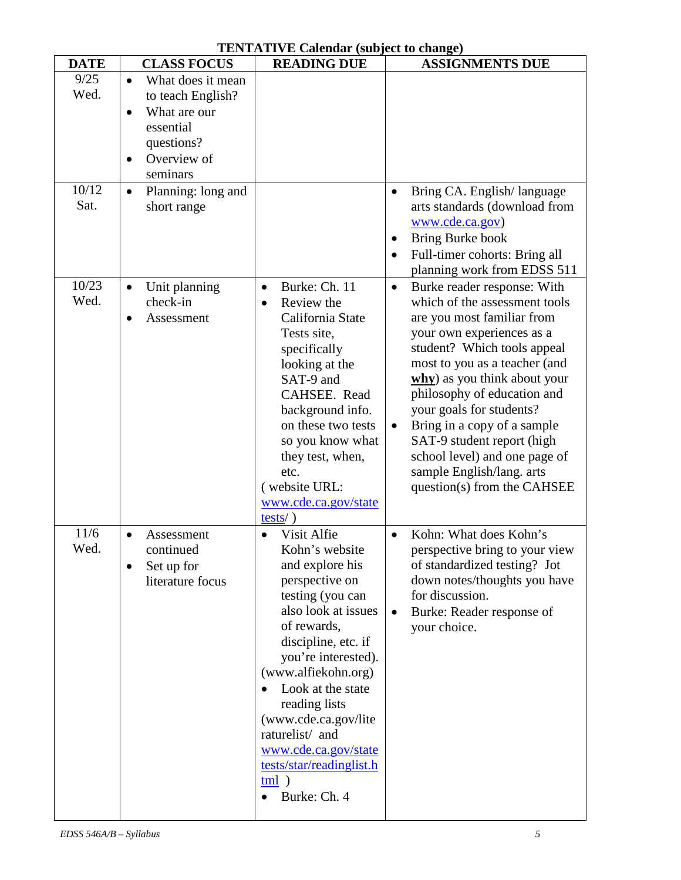**TENTATIVE Calendar (subject to change)**

| DATE | CLASS FOCUS | READING DUE | ASSIGNMENTS DUE |
|---|---|---|---|
| 9/25 Wed. | • What does it mean to teach English?<br>• What are our essential questions?<br>• Overview of seminars | | |
| 10/12 Sat. | • Planning: long and short range | | • Bring CA. English/ language arts standards (download from www.cde.ca.gov)<br>• Bring Burke book<br>• Full-timer cohorts: Bring all planning work from EDSS 511 |
| 10/23 Wed. | • Unit planning check-in<br>• Assessment | • Burke: Ch. 11<br>• Review the California State Tests site, specifically looking at the SAT-9 and CAHSEE. Read background info. on these two tests so you know what they test, when, etc.<br>( website URL: www.cde.ca.gov/statetests/ ) | • Burke reader response: With which of the assessment tools are you most familiar from your own experiences as a student? Which tools appeal most to you as a teacher (and **why**) as you think about your philosophy of education and your goals for students?<br>• Bring in a copy of a sample SAT-9 student report (high school level) and one page of sample English/lang. arts question(s) from the CAHSEE |
| 11/6 Wed. | • Assessment continued<br>• Set up for literature focus | • Visit Alfie Kohn's website and explore his perspective on testing (you can also look at issues of rewards, discipline, etc. if you're interested). (www.alfiekohn.org)<br>• Look at the state reading lists (www.cde.ca.gov/literaturelist/ and www.cde.ca.gov/statetests/star/readinglist.html )<br>• Burke: Ch. 4 | • Kohn: What does Kohn's perspective bring to your view of standardized testing? Jot down notes/thoughts you have for discussion.<br>• Burke: Reader response of your choice. |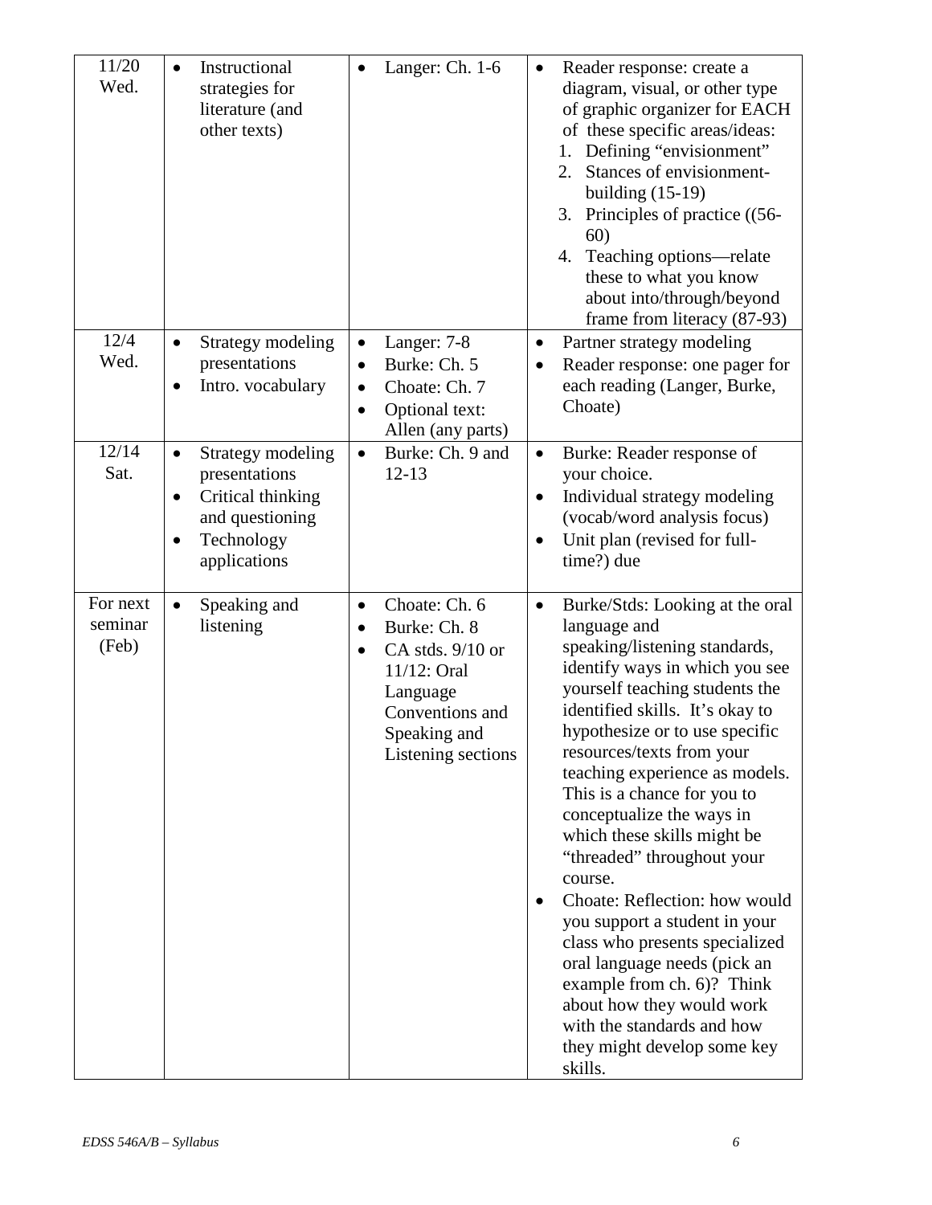| 11/20 Wed. | • Instructional strategies for literature (and other texts) | • Langer: Ch. 1-6 | • Reader response: create a diagram, visual, or other type of graphic organizer for EACH of these specific areas/ideas:<br>1. Defining "envisionment"<br>2. Stances of envisionment-building (15-19)<br>3. Principles of practice ((56-60)<br>4. Teaching options—relate these to what you know about into/through/beyond frame from literacy (87-93) |
|---|---|---|---|
| 12/4 Wed. | • Strategy modeling presentations<br>• Intro. vocabulary | • Langer: 7-8<br>• Burke: Ch. 5<br>• Choate: Ch. 7<br>• Optional text: Allen (any parts) | • Partner strategy modeling<br>• Reader response: one pager for each reading (Langer, Burke, Choate) |
| 12/14 Sat. | • Strategy modeling presentations<br>• Critical thinking and questioning<br>• Technology applications | • Burke: Ch. 9 and 12-13 | • Burke: Reader response of your choice.<br>• Individual strategy modeling (vocab/word analysis focus)<br>• Unit plan (revised for full-time?) due |
| For next seminar (Feb) | • Speaking and listening | • Choate: Ch. 6<br>• Burke: Ch. 8<br>• CA stds. 9/10 or 11/12: Oral Language Conventions and Speaking and Listening sections | • Burke/Stds: Looking at the oral language and speaking/listening standards, identify ways in which you see yourself teaching students the identified skills. It's okay to hypothesize or to use specific resources/texts from your teaching experience as models. This is a chance for you to conceptualize the ways in which these skills might be "threaded" throughout your course.<br>• Choate: Reflection: how would you support a student in your class who presents specialized oral language needs (pick an example from ch. 6)? Think about how they would work with the standards and how they might develop some key skills. |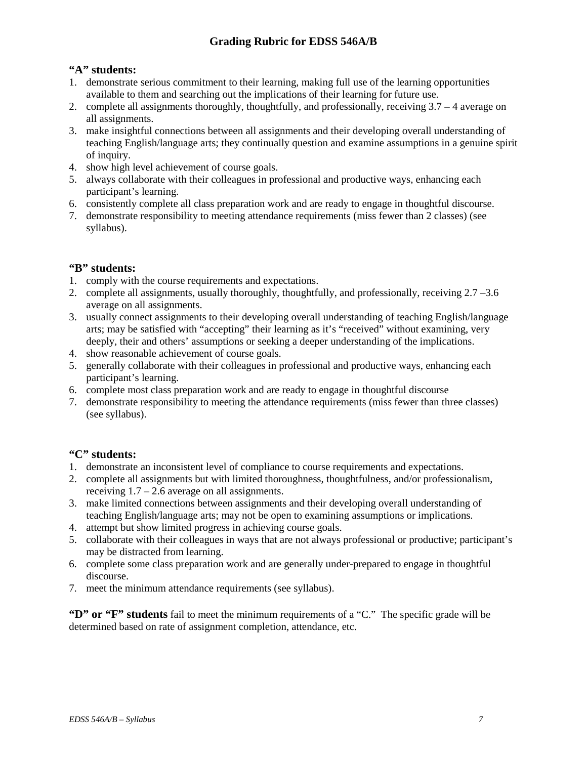# Grading Rubric for EDSS 546A/B

**“A” students:**

1. demonstrate serious commitment to their learning, making full use of the learning opportunities available to them and searching out the implications of their learning for future use.
2. complete all assignments thoroughly, thoughtfully, and professionally, receiving 3.7 – 4 average on all assignments.
3. make insightful connections between all assignments and their developing overall understanding of teaching English/language arts; they continually question and examine assumptions in a genuine spirit of inquiry.
4. show high level achievement of course goals.
5. always collaborate with their colleagues in professional and productive ways, enhancing each participant’s learning.
6. consistently complete all class preparation work and are ready to engage in thoughtful discourse.
7. demonstrate responsibility to meeting attendance requirements (miss fewer than 2 classes) (see syllabus).

**“B” students:**

1. comply with the course requirements and expectations.
2. complete all assignments, usually thoroughly, thoughtfully, and professionally, receiving 2.7 –3.6 average on all assignments.
3. usually connect assignments to their developing overall understanding of teaching English/language arts; may be satisfied with “accepting” their learning as it’s “received” without examining, very deeply, their and others’ assumptions or seeking a deeper understanding of the implications.
4. show reasonable achievement of course goals.
5. generally collaborate with their colleagues in professional and productive ways, enhancing each participant’s learning.
6. complete most class preparation work and are ready to engage in thoughtful discourse
7. demonstrate responsibility to meeting the attendance requirements (miss fewer than three classes) (see syllabus).

**“C” students:**

1. demonstrate an inconsistent level of compliance to course requirements and expectations.
2. complete all assignments but with limited thoroughness, thoughtfulness, and/or professionalism, receiving 1.7 – 2.6 average on all assignments.
3. make limited connections between assignments and their developing overall understanding of teaching English/language arts; may not be open to examining assumptions or implications.
4. attempt but show limited progress in achieving course goals.
5. collaborate with their colleagues in ways that are not always professional or productive; participant’s may be distracted from learning.
6. complete some class preparation work and are generally under-prepared to engage in thoughtful discourse.
7. meet the minimum attendance requirements (see syllabus).

**“D” or “F” students** fail to meet the minimum requirements of a “C.” The specific grade will be determined based on rate of assignment completion, attendance, etc.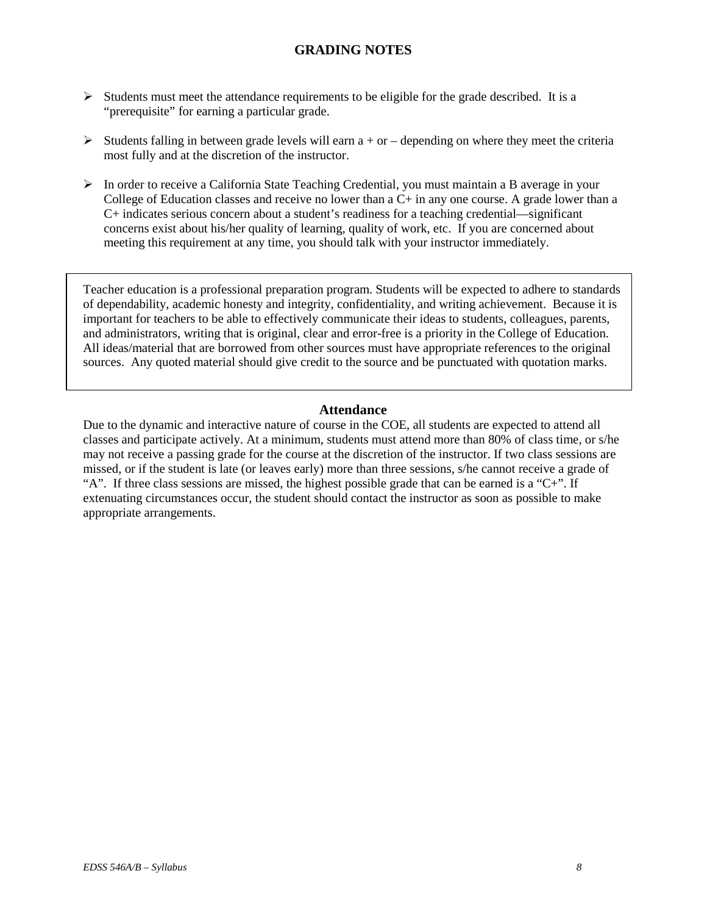## GRADING NOTES

- Students must meet the attendance requirements to be eligible for the grade described. It is a "prerequisite" for earning a particular grade.
- Students falling in between grade levels will earn a + or – depending on where they meet the criteria most fully and at the discretion of the instructor.
- In order to receive a California State Teaching Credential, you must maintain a B average in your College of Education classes and receive no lower than a C+ in any one course. A grade lower than a C+ indicates serious concern about a student's readiness for a teaching credential—significant concerns exist about his/her quality of learning, quality of work, etc. If you are concerned about meeting this requirement at any time, you should talk with your instructor immediately.

Teacher education is a professional preparation program. Students will be expected to adhere to standards of dependability, academic honesty and integrity, confidentiality, and writing achievement. Because it is important for teachers to be able to effectively communicate their ideas to students, colleagues, parents, and administrators, writing that is original, clear and error-free is a priority in the College of Education. All ideas/material that are borrowed from other sources must have appropriate references to the original sources. Any quoted material should give credit to the source and be punctuated with quotation marks.

### Attendance

Due to the dynamic and interactive nature of course in the COE, all students are expected to attend all classes and participate actively. At a minimum, students must attend more than 80% of class time, or s/he may not receive a passing grade for the course at the discretion of the instructor. If two class sessions are missed, or if the student is late (or leaves early) more than three sessions, s/he cannot receive a grade of "A". If three class sessions are missed, the highest possible grade that can be earned is a "C+". If extenuating circumstances occur, the student should contact the instructor as soon as possible to make appropriate arrangements.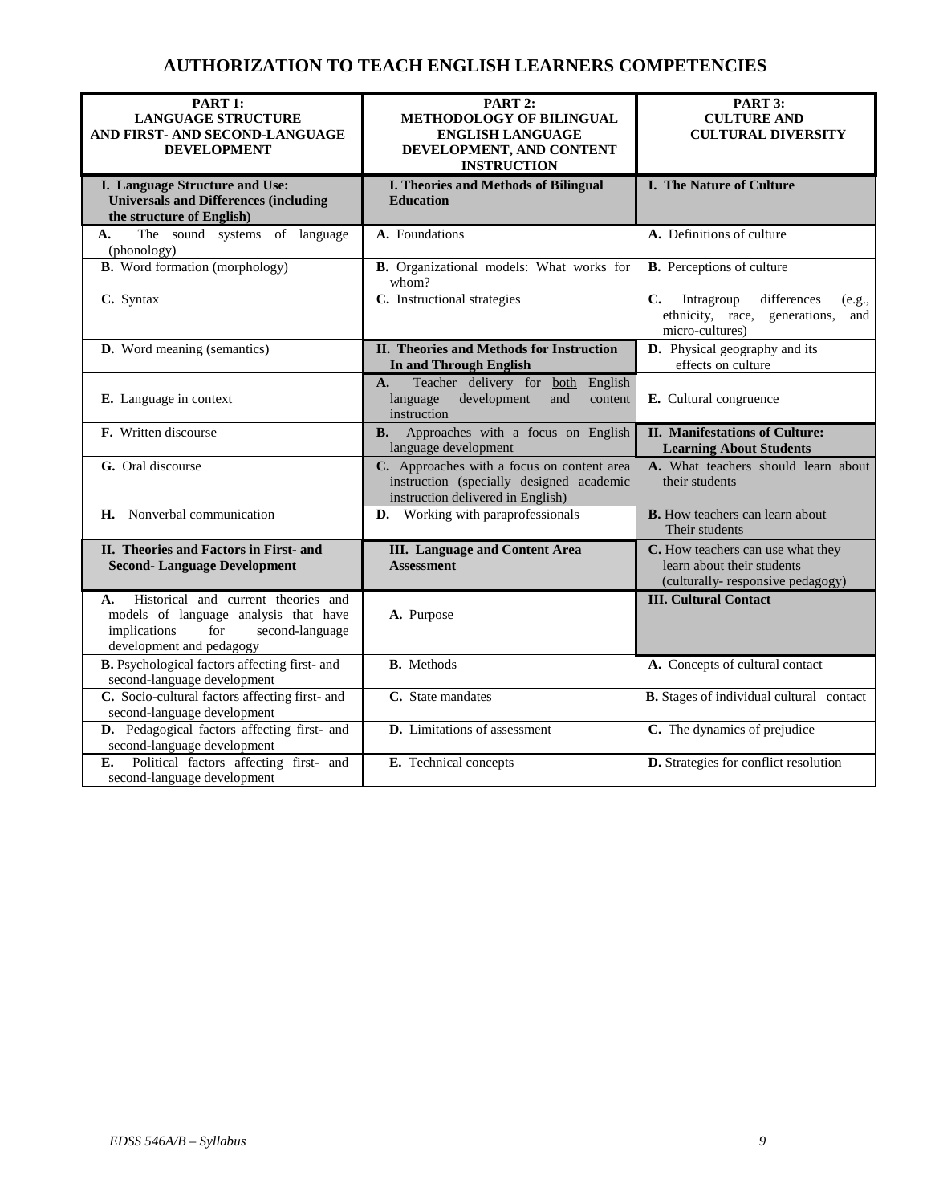# AUTHORIZATION TO TEACH ENGLISH LEARNERS COMPETENCIES

| PART 1: LANGUAGE STRUCTURE AND FIRST- AND SECOND-LANGUAGE DEVELOPMENT | PART 2: METHODOLOGY OF BILINGUAL ENGLISH LANGUAGE DEVELOPMENT, AND CONTENT INSTRUCTION | PART 3: CULTURE AND CULTURAL DIVERSITY |
|---|---|---|
| **I. Language Structure and Use: Universals and Differences (including the structure of English)** | **I. Theories and Methods of Bilingual Education** | **I. The Nature of Culture** |
| **A.** The sound systems of language (phonology) | **A.** Foundations | **A.** Definitions of culture |
| **B.** Word formation (morphology) | **B.** Organizational models: What works for whom? | **B.** Perceptions of culture |
| **C.** Syntax | **C.** Instructional strategies | **C.** Intragroup differences (e.g., ethnicity, race, generations, and micro-cultures) |
| **D.** Word meaning (semantics) | **II. Theories and Methods for Instruction In and Through English** | **D.** Physical geography and its effects on culture |
| **E.** Language in context | **A.** Teacher delivery for both English language development and content instruction | **E.** Cultural congruence |
| **F.** Written discourse | **B.** Approaches with a focus on English language development | **II. Manifestations of Culture: Learning About Students** |
| **G.** Oral discourse | **C.** Approaches with a focus on content area instruction (specially designed academic instruction delivered in English) | **A.** What teachers should learn about their students |
| **H.** Nonverbal communication | **D.** Working with paraprofessionals | **B.** How teachers can learn about Their students |
| **II. Theories and Factors in First- and Second- Language Development** | **III. Language and Content Area Assessment** | **C.** How teachers can use what they learn about their students (culturally- responsive pedagogy) |
| **A.** Historical and current theories and models of language analysis that have implications for second-language development and pedagogy | **A.** Purpose | **III. Cultural Contact** |
| **B.** Psychological factors affecting first- and second-language development | **B.** Methods | **A.** Concepts of cultural contact |
| **C.** Socio-cultural factors affecting first- and second-language development | **C.** State mandates | **B.** Stages of individual cultural contact |
| **D.** Pedagogical factors affecting first- and second-language development | **D.** Limitations of assessment | **C.** The dynamics of prejudice |
| **E.** Political factors affecting first- and second-language development | **E.** Technical concepts | **D.** Strategies for conflict resolution |